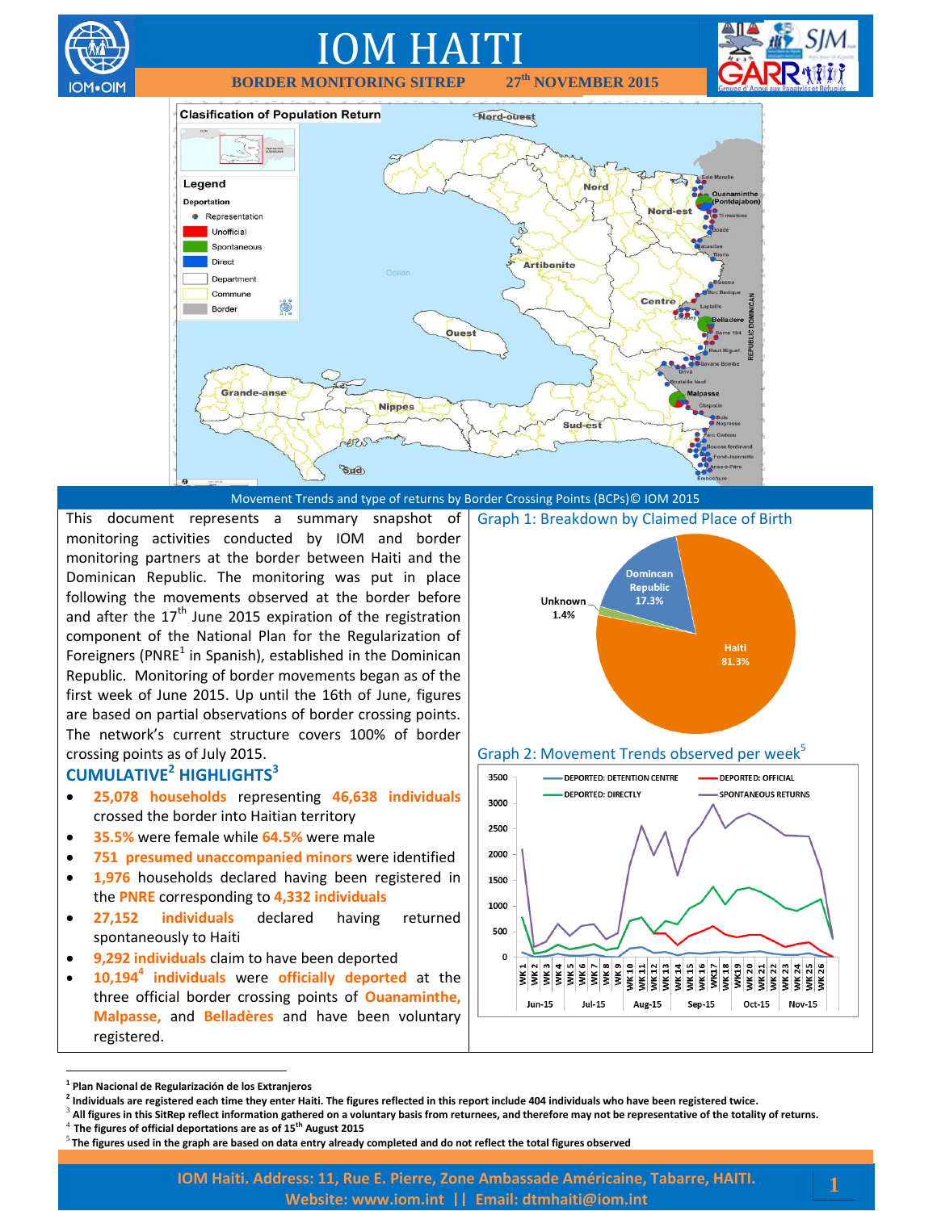# IOM HAITI

**BORDER MONITORING SITREP 27th NOVEMBER 2015**

Movement Trends and type of returns by Border Crossing Points (BCPs)© IOM 2015

This document represents a summary snapshot of monitoring activities conducted by IOM and border monitoring partners at the border between Haiti and the Dominican Republic. The monitoring was put in place following the movements observed at the border before and after the 17th June 2015 expiration of the registration component of the National Plan for the Regularization of Foreigners (PNRE[1] in Spanish), established in the Dominican Republic. Monitoring of border movements began as of the first week of June 2015. Up until the 16th of June, figures are based on partial observations of border crossing points. The network's current structure covers 100% of border crossing points as of July 2015.

## CUMULATIVE[2] HIGHLIGHTS[3]

- **25,078 households** representing **46,638 individuals** crossed the border into Haitian territory
- **35.5%** were female while **64.5%** were male
- **751 presumed unaccompanied minors** were identified
- **1,976** households declared having been registered in the **PNRE** corresponding to **4,332 individuals**
- **27,152 individuals** declared having returned spontaneously to Haiti
- **9,292 individuals** claim to have been deported
- **10,194[4] individuals** were **officially deported** at the three official border crossing points of **Ouanaminthe, Malpasse,** and **Belladères** and have been voluntary registered.

Graph 1: Breakdown by Claimed Place of Birth

Graph 2: Movement Trends observed per week[5]

---

[1] Plan Nacional de Regularización de los Extranjeros

[2] Individuals are registered each time they enter Haiti. The figures reflected in this report include 404 individuals who have been registered twice.

[3] All figures in this SitRep reflect information gathered on a voluntary basis from returnees, and therefore may not be representative of the totality of returns.

[4] The figures of official deportations are as of 15th August 2015

[5] The figures used in the graph are based on data entry already completed and do not reflect the total figures observed

IOM Haiti. Address: 11, Rue E. Pierre, Zone Ambassade Américaine, Tabarre, HAITI.
Website: www.iom.int || Email: dtmhaiti@iom.int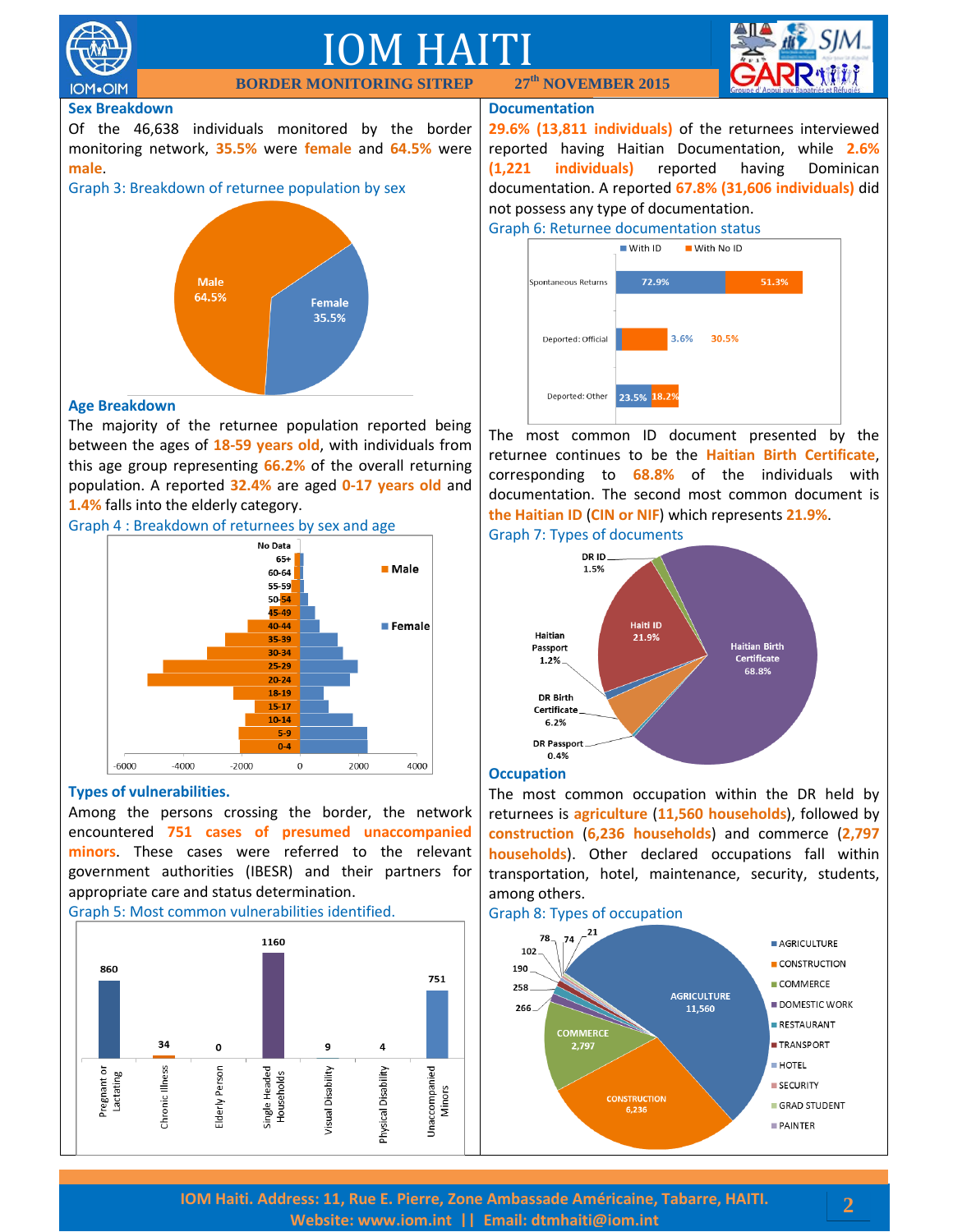## Sex Breakdown

Of the 46,638 individuals monitored by the border monitoring network, **35.5%** were **female** and **64.5%** were **male**.

Graph 3: Breakdown of returnee population by sex

## Age Breakdown

The majority of the returnee population reported being between the ages of **18-59 years old**, with individuals from this age group representing **66.2%** of the overall returning population. A reported **32.4%** are aged **0-17 years old** and **1.4%** falls into the elderly category.

Graph 4 : Breakdown of returnees by sex and age

## Types of vulnerabilities.

Among the persons crossing the border, the network encountered **751 cases of presumed unaccompanied minors**. These cases were referred to the relevant government authorities (IBESR) and their partners for appropriate care and status determination.

Graph 5: Most common vulnerabilities identified.

| Vulnerability | Count |
|---|---|
| Pregnant or Lactating | 860 |
| Chronic Illness | 34 |
| Elderly Person | 0 |
| Single Headed Households | 1160 |
| Visual Disability | 9 |
| Physical Disability | 4 |
| Unaccompanied Minors | 751 |

## Documentation

**29.6% (13,811 individuals)** of the returnees interviewed reported having Haitian Documentation, while **2.6% (1,221 individuals)** reported having Dominican documentation. A reported **67.8% (31,606 individuals)** did not possess any type of documentation.

Graph 6: Returnee documentation status

| | With ID | With No ID |
|---|---|---|
| Spontaneous Returns | 72.9% | 51.3% |
| Deported: Official | 3.6% | 30.5% |
| Deported: Other | 23.5% | 18.2% |

The most common ID document presented by the returnee continues to be the **Haitian Birth Certificate**, corresponding to **68.8%** of the individuals with documentation. The second most common document is **the Haitian ID** (**CIN or NIF**) which represents **21.9%**.

Graph 7: Types of documents

| Document | % |
|---|---|
| Haitian Birth Certificate | 68.8% |
| Haiti ID | 21.9% |
| DR Birth Certificate | 6.2% |
| DR ID | 1.5% |
| Haitian Passport | 1.2% |
| DR Passport | 0.4% |

## Occupation

The most common occupation within the DR held by returnees is **agriculture** (**11,560 households**), followed by **construction** (**6,236 households**) and commerce (**2,797 households**). Other declared occupations fall within transportation, hotel, maintenance, security, students, among others.

Graph 8: Types of occupation

| Occupation | Households |
|---|---|
| AGRICULTURE | 11,560 |
| CONSTRUCTION | 6,236 |
| COMMERCE | 2,797 |
| DOMESTIC WORK | 266 |
| RESTAURANT | 258 |
| TRANSPORT | 190 |
| HOTEL | 102 |
| SECURITY | 78 |
| GRAD STUDENT | 74 |
| PAINTER | 21 |

IOM Haiti. Address: 11, Rue E. Pierre, Zone Ambassade Américaine, Tabarre, HAITI.
Website: www.iom.int || Email: dtmhaiti@iom.int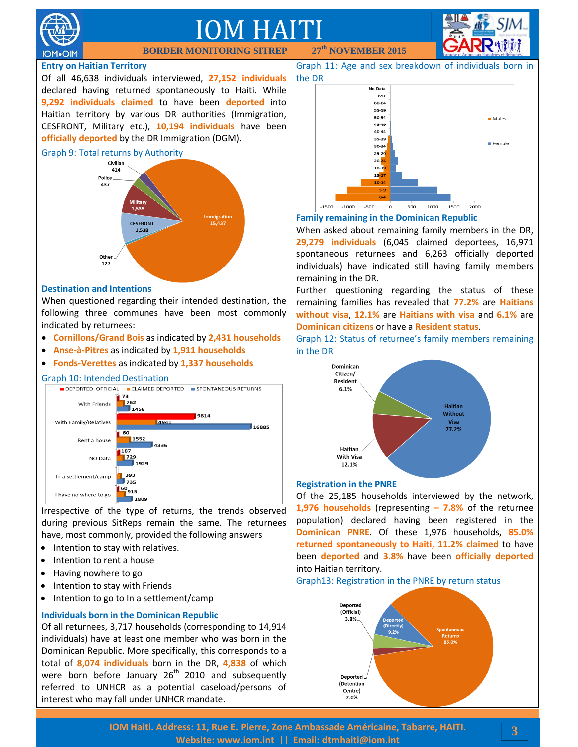## Entry on Haitian Territory

Of all 46,638 individuals interviewed, **27,152 individuals** declared having returned spontaneously to Haiti. While **9,292 individuals claimed** to have been **deported** into Haitian territory by various DR authorities (Immigration, CESFRONT, Military etc.), **10,194 individuals** have been **officially deported** by the DR Immigration (DGM).

Graph 9: Total returns by Authority

## Destination and Intentions

When questioned regarding their intended destination, the following three communes have been most commonly indicated by returnees:

- **Cornillons/Grand Bois** as indicated by **2,431 households**
- **Anse-à-Pitres** as indicated by **1,911 households**
- **Fonds-Verettes** as indicated by **1,337 households**

Graph 10: Intended Destination

Irrespective of the type of returns, the trends observed during previous SitReps remain the same. The returnees have, most commonly, provided the following answers

- Intention to stay with relatives.
- Intention to rent a house
- Having nowhere to go
- Intention to stay with Friends
- Intention to go to In a settlement/camp

## Individuals born in the Dominican Republic

Of all returnees, 3,717 households (corresponding to 14,914 individuals) have at least one member who was born in the Dominican Republic. More specifically, this corresponds to a total of **8,074 individuals** born in the DR, **4,838** of which were born before January 26th 2010 and subsequently referred to UNHCR as a potential caseload/persons of interest who may fall under UNHCR mandate.

Graph 11: Age and sex breakdown of individuals born in the DR

## Family remaining in the Dominican Republic

When asked about remaining family members in the DR, **29,279 individuals** (6,045 claimed deportees, 16,971 spontaneous returnees and 6,263 officially deported individuals) have indicated still having family members remaining in the DR.

Further questioning regarding the status of these remaining families has revealed that **77.2%** are **Haitians without visa**, **12.1%** are **Haitians with visa** and **6.1%** are **Dominican citizens** or have a **Resident status**.

Graph 12: Status of returnee's family members remaining in the DR

## Registration in the PNRE

Of the 25,185 households interviewed by the network, **1,976 households** (representing **– 7.8%** of the returnee population) declared having been registered in the **Dominican PNRE**. Of these 1,976 households, **85.0% returned spontaneously to Haiti, 11.2% claimed** to have been **deported** and **3.8%** have been **officially deported** into Haitian territory.

Graph13: Registration in the PNRE by return status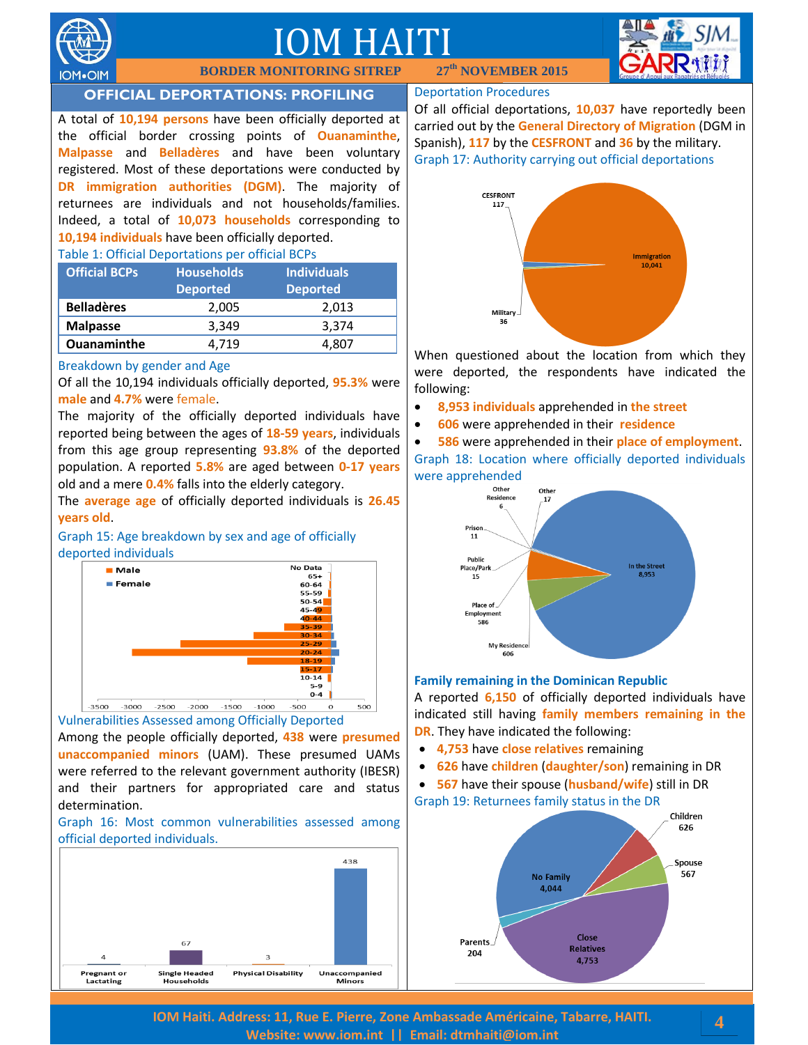# IOM HAITI

**BORDER MONITORING SITREP 27th NOVEMBER 2015**

## OFFICIAL DEPORTATIONS: PROFILING

A total of **10,194 persons** have been officially deported at the official border crossing points of **Ouanaminthe**, **Malpasse** and **Belladères** and have been voluntary registered. Most of these deportations were conducted by **DR immigration authorities (DGM)**. The majority of returnees are individuals and not households/families. Indeed, a total of **10,073 households** corresponding to **10,194 individuals** have been officially deported.

Table 1: Official Deportations per official BCPs

| Official BCPs | Households Deported | Individuals Deported |
|---|---|---|
| Belladères | 2,005 | 2,013 |
| Malpasse | 3,349 | 3,374 |
| Ouanaminthe | 4,719 | 4,807 |

### Breakdown by gender and Age

Of all the 10,194 individuals officially deported, **95.3%** were **male** and **4.7%** were female.

The majority of the officially deported individuals have reported being between the ages of **18-59 years**, individuals from this age group representing **93.8%** of the deported population. A reported **5.8%** are aged between **0-17 years** old and a mere **0.4%** falls into the elderly category.

The **average age** of officially deported individuals is **26.45 years old**.

Graph 15: Age breakdown by sex and age of officially deported individuals

### Vulnerabilities Assessed among Officially Deported

Among the people officially deported, **438** were **presumed unaccompanied minors** (UAM). These presumed UAMs were referred to the relevant government authority (IBESR) and their partners for appropriated care and status determination.

Graph 16: Most common vulnerabilities assessed among official deported individuals.

| Pregnant or Lactating | Single Headed Households | Physical Disability | Unaccompanied Minors |
|---|---|---|---|
| 4 | 67 | 3 | 438 |

### Deportation Procedures

Of all official deportations, **10,037** have reportedly been carried out by the **General Directory of Migration** (DGM in Spanish), **117** by the **CESFRONT** and **36** by the military.

Graph 17: Authority carrying out official deportations

| Authority | Number |
|---|---|
| Immigration | 10,041 |
| CESFRONT | 117 |
| Military | 36 |

When questioned about the location from which they were deported, the respondents have indicated the following:

- **8,953 individuals** apprehended in **the street**
- **606** were apprehended in their **residence**
- **586** were apprehended in their **place of employment**.

Graph 18: Location where officially deported individuals were apprehended

| Location | Number |
|---|---|
| In the Street | 8,953 |
| My Residence | 606 |
| Place of Employment | 586 |
| Other | 17 |
| Public Place/Park | 15 |
| Prison | 11 |
| Other Residence | 6 |

### Family remaining in the Dominican Republic

A reported **6,150** of officially deported individuals have indicated still having **family members remaining in the DR**. They have indicated the following:

- **4,753** have **close relatives** remaining
- **626** have **children** (**daughter/son**) remaining in DR
- **567** have their spouse (**husband/wife**) still in DR

Graph 19: Returnees family status in the DR

| Status | Number |
|---|---|
| Close Relatives | 4,753 |
| No Family | 4,044 |
| Children | 626 |
| Spouse | 567 |
| Parents | 204 |

IOM Haiti. Address: 11, Rue E. Pierre, Zone Ambassade Américaine, Tabarre, HAITI.
Website: www.iom.int || Email: dtmhaiti@iom.int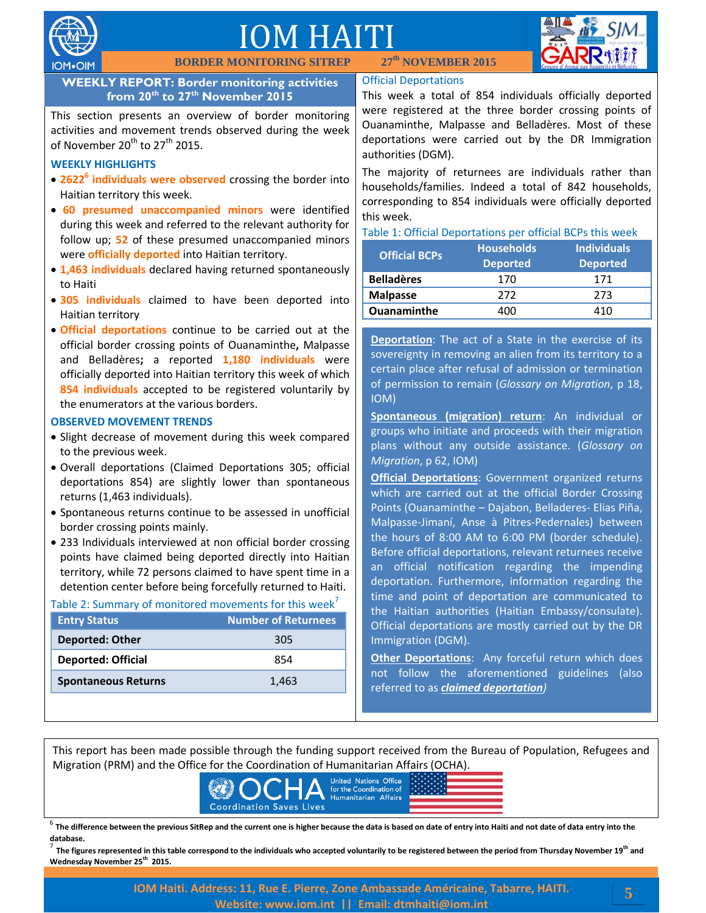# IOM HAITI

BORDER MONITORING SITREP 27th NOVEMBER 2015

## WEEKLY REPORT: Border monitoring activities from 20th to 27th November 2015

This section presents an overview of border monitoring activities and movement trends observed during the week of November 20th to 27th 2015.

### WEEKLY HIGHLIGHTS

- **2622[6] individuals were observed** crossing the border into Haitian territory this week.
- **60 presumed unaccompanied minors** were identified during this week and referred to the relevant authority for follow up; **52** of these presumed unaccompanied minors were **officially deported** into Haitian territory.
- **1,463 individuals** declared having returned spontaneously to Haiti
- **305 individuals** claimed to have been deported into Haitian territory
- **Official deportations** continue to be carried out at the official border crossing points of Ouanaminthe**,** Malpasse and Belladères**;** a reported **1,180 individuals** were officially deported into Haitian territory this week of which **854 individuals** accepted to be registered voluntarily by the enumerators at the various borders.

### OBSERVED MOVEMENT TRENDS

- Slight decrease of movement during this week compared to the previous week.
- Overall deportations (Claimed Deportations 305; official deportations 854) are slightly lower than spontaneous returns (1,463 individuals).
- Spontaneous returns continue to be assessed in unofficial border crossing points mainly.
- 233 Individuals interviewed at non official border crossing points have claimed being deported directly into Haitian territory, while 72 persons claimed to have spent time in a detention center before being forcefully returned to Haiti.

Table 2: Summary of monitored movements for this week[7]

| Entry Status | Number of Returnees |
|---|---|
| **Deported: Other** | 305 |
| **Deported: Official** | 854 |
| **Spontaneous Returns** | 1,463 |

### Official Deportations

This week a total of 854 individuals officially deported were registered at the three border crossing points of Ouanaminthe, Malpasse and Belladères. Most of these deportations were carried out by the DR Immigration authorities (DGM).

The majority of returnees are individuals rather than households/families. Indeed a total of 842 households, corresponding to 854 individuals were officially deported this week.

Table 1: Official Deportations per official BCPs this week

| Official BCPs | Households Deported | Individuals Deported |
|---|---|---|
| **Belladères** | 170 | 171 |
| **Malpasse** | 272 | 273 |
| **Ouanaminthe** | 400 | 410 |

**Deportation**: The act of a State in the exercise of its sovereignty in removing an alien from its territory to a certain place after refusal of admission or termination of permission to remain (*Glossary on Migration*, p 18, IOM)

**Spontaneous (migration) return**: An individual or groups who initiate and proceeds with their migration plans without any outside assistance. (*Glossary on Migration*, p 62, IOM)

**Official Deportations**: Government organized returns which are carried out at the official Border Crossing Points (Ouanaminthe – Dajabon, Belladeres- Elias Piña, Malpasse-Jimaní, Anse à Pitres-Pedernales) between the hours of 8:00 AM to 6:00 PM (border schedule). Before official deportations, relevant returnees receive an official notification regarding the impending deportation. Furthermore, information regarding the time and point of deportation are communicated to the Haitian authorities (Haitian Embassy/consulate). Official deportations are mostly carried out by the DR Immigration (DGM).

**Other Deportations**: Any forceful return which does not follow the aforementioned guidelines (also referred to as ***claimed deportation****)*

This report has been made possible through the funding support received from the Bureau of Population, Refugees and Migration (PRM) and the Office for the Coordination of Humanitarian Affairs (OCHA).

[6] **The difference between the previous SitRep and the current one is higher because the data is based on date of entry into Haiti and not date of data entry into the database.**

[7] **The figures represented in this table correspond to the individuals who accepted voluntarily to be registered between the period from Thursday November 19th and Wednesday November 25th 2015.**

IOM Haiti. Address: 11, Rue E. Pierre, Zone Ambassade Américaine, Tabarre, HAITI.
Website: www.iom.int || Email: dtmhaiti@iom.int